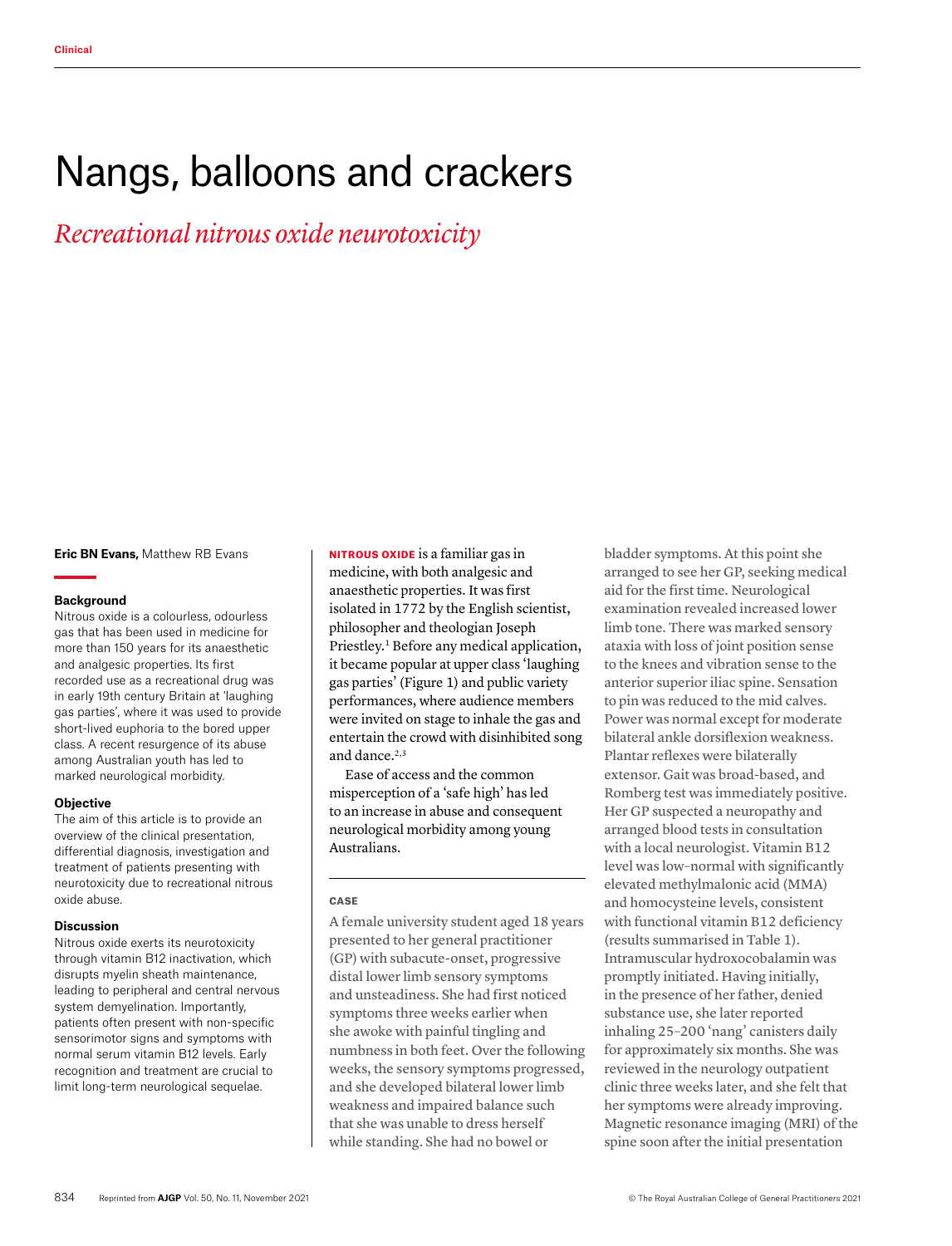Clinical

# Nangs, balloons and crackers

## *Recreational nitrous oxide neurotoxicity*

**Eric BN Evans,** Matthew RB Evans

### Background

Nitrous oxide is a colourless, odourless gas that has been used in medicine for more than 150 years for its anaesthetic and analgesic properties. Its first recorded use as a recreational drug was in early 19th century Britain at 'laughing gas parties', where it was used to provide short-lived euphoria to the bored upper class. A recent resurgence of its abuse among Australian youth has led to marked neurological morbidity.

### Objective

The aim of this article is to provide an overview of the clinical presentation, differential diagnosis, investigation and treatment of patients presenting with neurotoxicity due to recreational nitrous oxide abuse.

### Discussion

Nitrous oxide exerts its neurotoxicity through vitamin B12 inactivation, which disrupts myelin sheath maintenance, leading to peripheral and central nervous system demyelination. Importantly, patients often present with non-specific sensorimotor signs and symptoms with normal serum vitamin B12 levels. Early recognition and treatment are crucial to limit long-term neurological sequelae.

**NITROUS OXIDE** is a familiar gas in medicine, with both analgesic and anaesthetic properties. It was first isolated in 1772 by the English scientist, philosopher and theologian Joseph Priestley.[1] Before any medical application, it became popular at upper class 'laughing gas parties' (Figure 1) and public variety performances, where audience members were invited on stage to inhale the gas and entertain the crowd with disinhibited song and dance.[2,3]

Ease of access and the common misperception of a 'safe high' has led to an increase in abuse and consequent neurological morbidity among young Australians.

### CASE

A female university student aged 18 years presented to her general practitioner (GP) with subacute-onset, progressive distal lower limb sensory symptoms and unsteadiness. She had first noticed symptoms three weeks earlier when she awoke with painful tingling and numbness in both feet. Over the following weeks, the sensory symptoms progressed, and she developed bilateral lower limb weakness and impaired balance such that she was unable to dress herself while standing. She had no bowel or bladder symptoms. At this point she arranged to see her GP, seeking medical aid for the first time. Neurological examination revealed increased lower limb tone. There was marked sensory ataxia with loss of joint position sense to the knees and vibration sense to the anterior superior iliac spine. Sensation to pin was reduced to the mid calves. Power was normal except for moderate bilateral ankle dorsiflexion weakness. Plantar reflexes were bilaterally extensor. Gait was broad-based, and Romberg test was immediately positive. Her GP suspected a neuropathy and arranged blood tests in consultation with a local neurologist. Vitamin B12 level was low–normal with significantly elevated methylmalonic acid (MMA) and homocysteine levels, consistent with functional vitamin B12 deficiency (results summarised in Table 1). Intramuscular hydroxocobalamin was promptly initiated. Having initially, in the presence of her father, denied substance use, she later reported inhaling 25–200 'nang' canisters daily for approximately six months. She was reviewed in the neurology outpatient clinic three weeks later, and she felt that her symptoms were already improving. Magnetic resonance imaging (MRI) of the spine soon after the initial presentation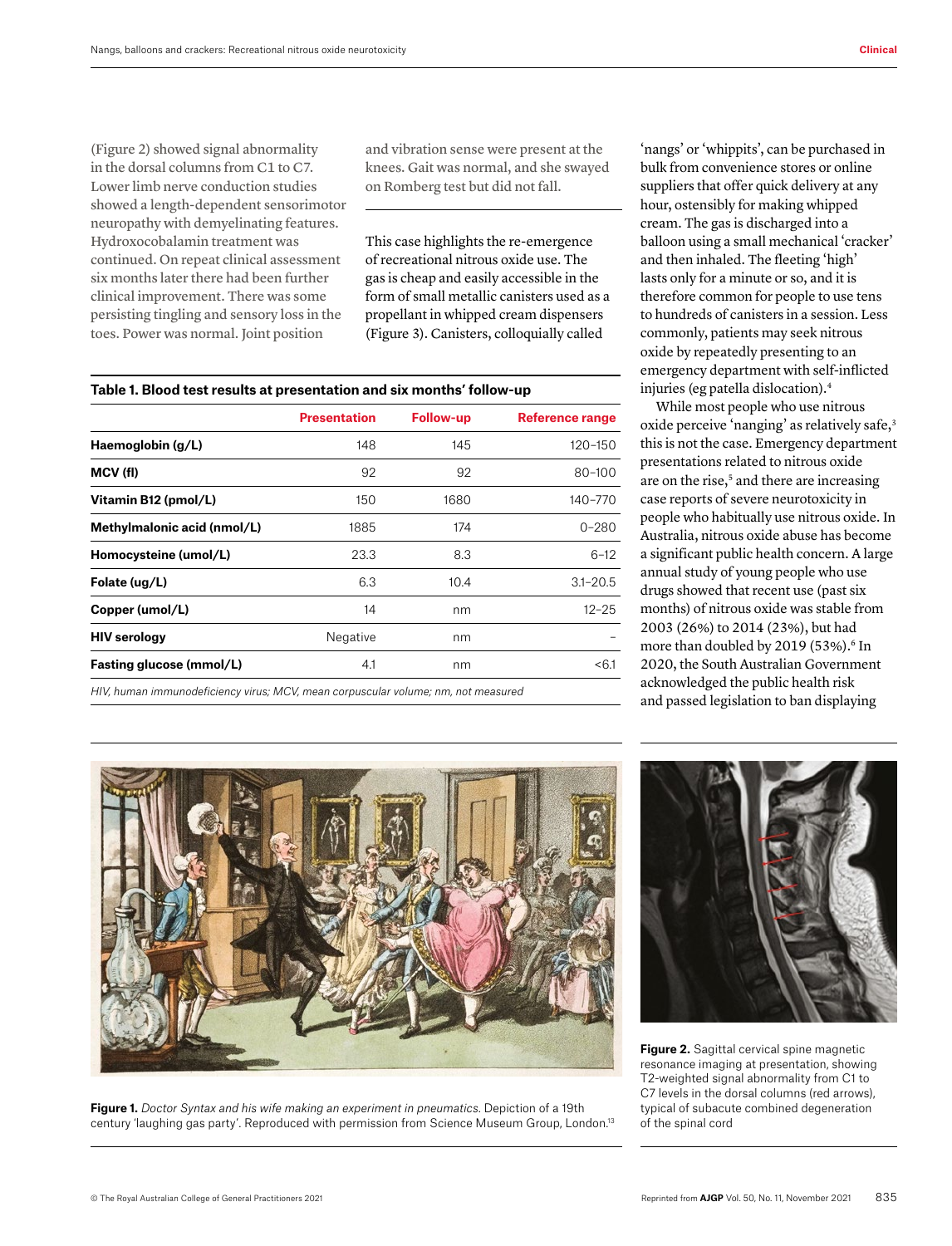(Figure 2) showed signal abnormality in the dorsal columns from C1 to C7. Lower limb nerve conduction studies showed a length-dependent sensorimotor neuropathy with demyelinating features. Hydroxocobalamin treatment was continued. On repeat clinical assessment six months later there had been further clinical improvement. There was some persisting tingling and sensory loss in the toes. Power was normal. Joint position and vibration sense were present at the knees. Gait was normal, and she swayed on Romberg test but did not fall.

**Table 1. Blood test results at presentation and six months' follow-up**

| | Presentation | Follow-up | Reference range |
|---|---|---|---|
| **Haemoglobin (g/L)** | 148 | 145 | 120–150 |
| **MCV (fl)** | 92 | 92 | 80–100 |
| **Vitamin B12 (pmol/L)** | 150 | 1680 | 140–770 |
| **Methylmalonic acid (nmol/L)** | 1885 | 174 | 0–280 |
| **Homocysteine (umol/L)** | 23.3 | 8.3 | 6–12 |
| **Folate (ug/L)** | 6.3 | 10.4 | 3.1–20.5 |
| **Copper (umol/L)** | 14 | nm | 12–25 |
| **HIV serology** | Negative | nm | – |
| **Fasting glucose (mmol/L)** | 4.1 | nm | <6.1 |

*HIV, human immunodeficiency virus; MCV, mean corpuscular volume; nm, not measured*

This case highlights the re-emergence of recreational nitrous oxide use. The gas is cheap and easily accessible in the form of small metallic canisters used as a propellant in whipped cream dispensers (Figure 3). Canisters, colloquially called 'nangs' or 'whippits', can be purchased in bulk from convenience stores or online suppliers that offer quick delivery at any hour, ostensibly for making whipped cream. The gas is discharged into a balloon using a small mechanical 'cracker' and then inhaled. The fleeting 'high' lasts only for a minute or so, and it is therefore common for people to use tens to hundreds of canisters in a session. Less commonly, patients may seek nitrous oxide by repeatedly presenting to an emergency department with self-inflicted injuries (eg patella dislocation).[4]

While most people who use nitrous oxide perceive 'nanging' as relatively safe,[3] this is not the case. Emergency department presentations related to nitrous oxide are on the rise,[5] and there are increasing case reports of severe neurotoxicity in people who habitually use nitrous oxide. In Australia, nitrous oxide abuse has become a significant public health concern. A large annual study of young people who use drugs showed that recent use (past six months) of nitrous oxide was stable from 2003 (26%) to 2014 (23%), but had more than doubled by 2019 (53%).[6] In 2020, the South Australian Government acknowledged the public health risk and passed legislation to ban displaying

**Figure 1.** *Doctor Syntax and his wife making an experiment in pneumatics.* Depiction of a 19th century 'laughing gas party'. Reproduced with permission from Science Museum Group, London.[13]

**Figure 2.** Sagittal cervical spine magnetic resonance imaging at presentation, showing T2-weighted signal abnormality from C1 to C7 levels in the dorsal columns (red arrows), typical of subacute combined degeneration of the spinal cord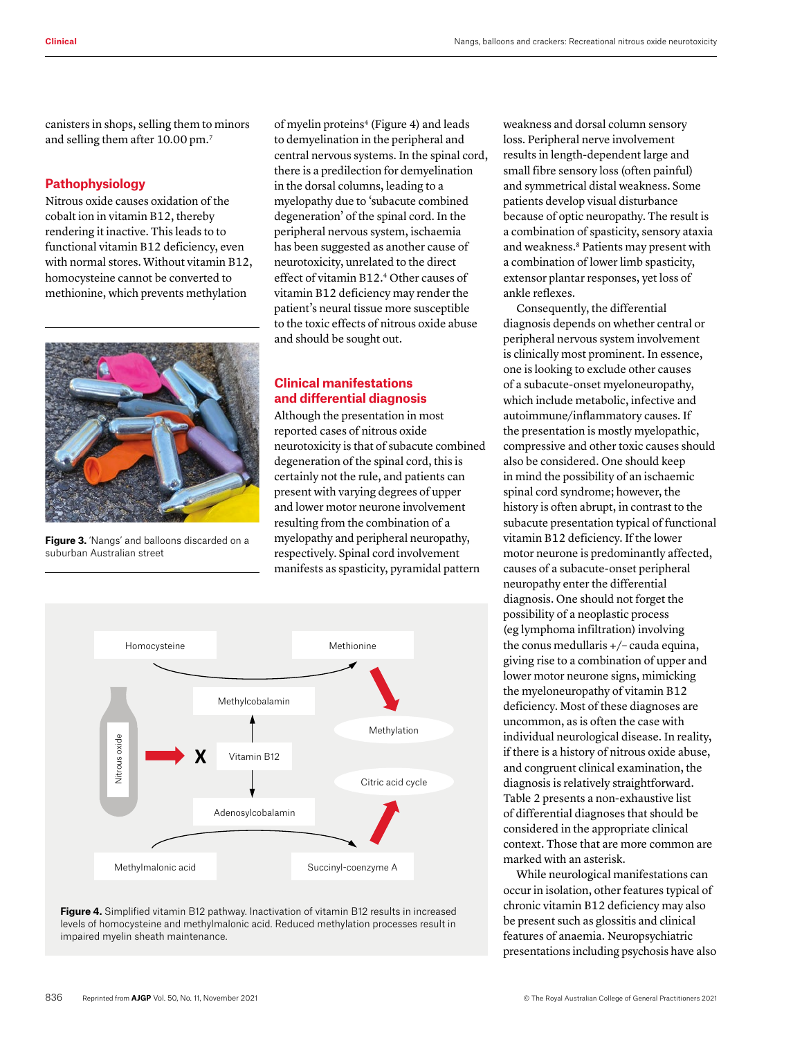canisters in shops, selling them to minors and selling them after 10.00 pm.[7]

## Pathophysiology

Nitrous oxide causes oxidation of the cobalt ion in vitamin B12, thereby rendering it inactive. This leads to to functional vitamin B12 deficiency, even with normal stores. Without vitamin B12, homocysteine cannot be converted to methionine, which prevents methylation of myelin proteins[4] (Figure 4) and leads to demyelination in the peripheral and central nervous systems. In the spinal cord, there is a predilection for demyelination in the dorsal columns, leading to a myelopathy due to 'subacute combined degeneration' of the spinal cord. In the peripheral nervous system, ischaemia has been suggested as another cause of neurotoxicity, unrelated to the direct effect of vitamin B12.[4] Other causes of vitamin B12 deficiency may render the patient's neural tissue more susceptible to the toxic effects of nitrous oxide abuse and should be sought out.

**Figure 3.** 'Nangs' and balloons discarded on a suburban Australian street

## Clinical manifestations and differential diagnosis

Although the presentation in most reported cases of nitrous oxide neurotoxicity is that of subacute combined degeneration of the spinal cord, this is certainly not the rule, and patients can present with varying degrees of upper and lower motor neurone involvement resulting from the combination of a myelopathy and peripheral neuropathy, respectively. Spinal cord involvement manifests as spasticity, pyramidal pattern weakness and dorsal column sensory loss. Peripheral nerve involvement results in length-dependent large and small fibre sensory loss (often painful) and symmetrical distal weakness. Some patients develop visual disturbance because of optic neuropathy. The result is a combination of spasticity, sensory ataxia and weakness.[8] Patients may present with a combination of lower limb spasticity, extensor plantar responses, yet loss of ankle reflexes.

Consequently, the differential diagnosis depends on whether central or peripheral nervous system involvement is clinically most prominent. In essence, one is looking to exclude other causes of a subacute-onset myeloneuropathy, which include metabolic, infective and autoimmune/inflammatory causes. If the presentation is mostly myelopathic, compressive and other toxic causes should also be considered. One should keep in mind the possibility of an ischaemic spinal cord syndrome; however, the history is often abrupt, in contrast to the subacute presentation typical of functional vitamin B12 deficiency. If the lower motor neurone is predominantly affected, causes of a subacute-onset peripheral neuropathy enter the differential diagnosis. One should not forget the possibility of a neoplastic process (eg lymphoma infiltration) involving the conus medullaris +/– cauda equina, giving rise to a combination of upper and lower motor neurone signs, mimicking the myeloneuropathy of vitamin B12 deficiency. Most of these diagnoses are uncommon, as is often the case with individual neurological disease. In reality, if there is a history of nitrous oxide abuse, and congruent clinical examination, the diagnosis is relatively straightforward. Table 2 presents a non-exhaustive list of differential diagnoses that should be considered in the appropriate clinical context. Those that are more common are marked with an asterisk.

While neurological manifestations can occur in isolation, other features typical of chronic vitamin B12 deficiency may also be present such as glossitis and clinical features of anaemia. Neuropsychiatric presentations including psychosis have also

**Figure 4.** Simplified vitamin B12 pathway. Inactivation of vitamin B12 results in increased levels of homocysteine and methylmalonic acid. Reduced methylation processes result in impaired myelin sheath maintenance.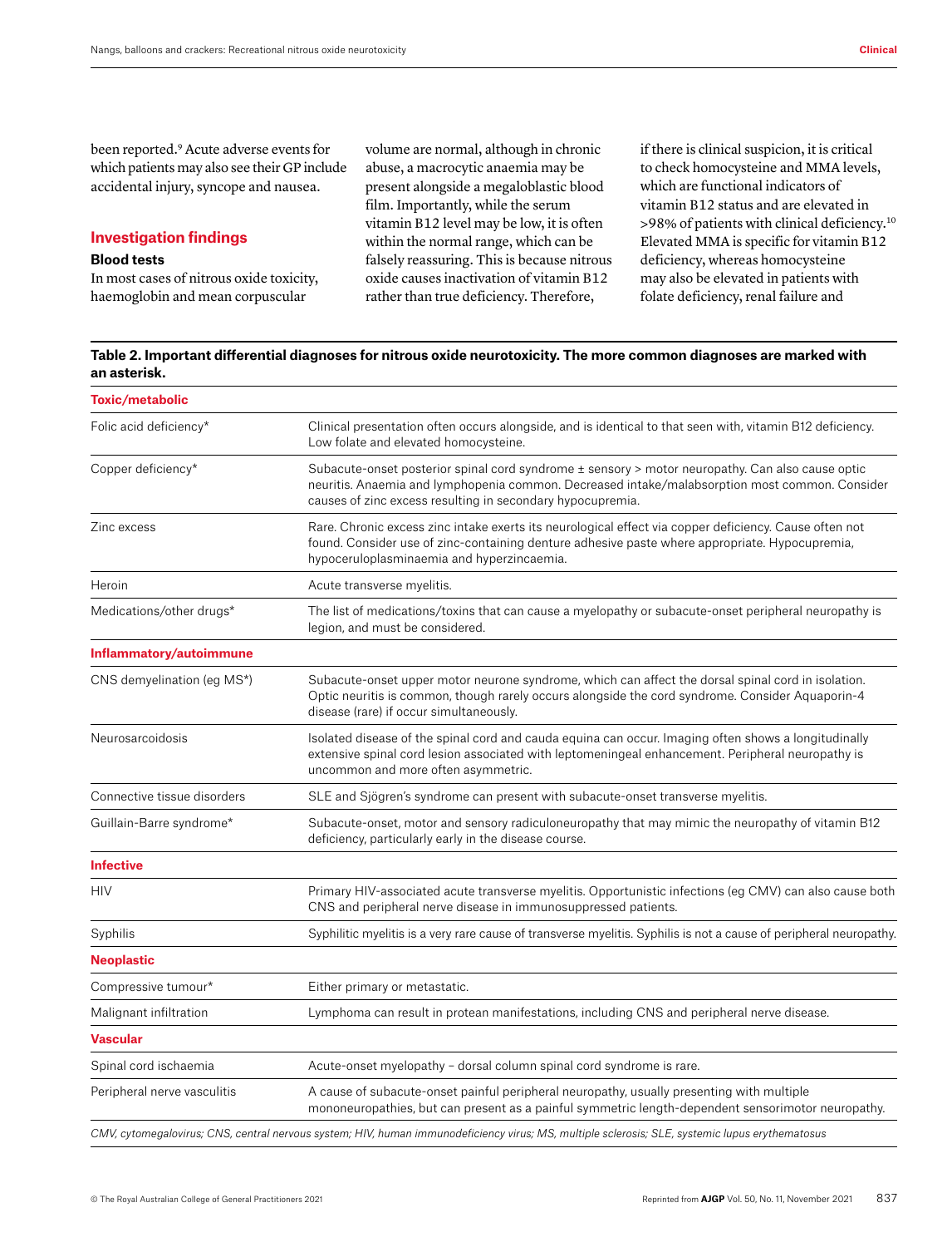been reported.[9] Acute adverse events for which patients may also see their GP include accidental injury, syncope and nausea.

## Investigation findings

### Blood tests

In most cases of nitrous oxide toxicity, haemoglobin and mean corpuscular volume are normal, although in chronic abuse, a macrocytic anaemia may be present alongside a megaloblastic blood film. Importantly, while the serum vitamin B12 level may be low, it is often within the normal range, which can be falsely reassuring. This is because nitrous oxide causes inactivation of vitamin B12 rather than true deficiency. Therefore, if there is clinical suspicion, it is critical to check homocysteine and MMA levels, which are functional indicators of vitamin B12 status and are elevated in >98% of patients with clinical deficiency.[10] Elevated MMA is specific for vitamin B12 deficiency, whereas homocysteine may also be elevated in patients with folate deficiency, renal failure and

**Table 2. Important differential diagnoses for nitrous oxide neurotoxicity. The more common diagnoses are marked with an asterisk.**

| | |
|---|---|
| **Toxic/metabolic** | |
| Folic acid deficiency* | Clinical presentation often occurs alongside, and is identical to that seen with, vitamin B12 deficiency. Low folate and elevated homocysteine. |
| Copper deficiency* | Subacute-onset posterior spinal cord syndrome ± sensory > motor neuropathy. Can also cause optic neuritis. Anaemia and lymphopenia common. Decreased intake/malabsorption most common. Consider causes of zinc excess resulting in secondary hypocupremia. |
| Zinc excess | Rare. Chronic excess zinc intake exerts its neurological effect via copper deficiency. Cause often not found. Consider use of zinc-containing denture adhesive paste where appropriate. Hypocupremia, hypoceruloplasminaemia and hyperzincaemia. |
| Heroin | Acute transverse myelitis. |
| Medications/other drugs* | The list of medications/toxins that can cause a myelopathy or subacute-onset peripheral neuropathy is legion, and must be considered. |
| **Inflammatory/autoimmune** | |
| CNS demyelination (eg MS*) | Subacute-onset upper motor neurone syndrome, which can affect the dorsal spinal cord in isolation. Optic neuritis is common, though rarely occurs alongside the cord syndrome. Consider Aquaporin-4 disease (rare) if occur simultaneously. |
| Neurosarcoidosis | Isolated disease of the spinal cord and cauda equina can occur. Imaging often shows a longitudinally extensive spinal cord lesion associated with leptomeningeal enhancement. Peripheral neuropathy is uncommon and more often asymmetric. |
| Connective tissue disorders | SLE and Sjögren's syndrome can present with subacute-onset transverse myelitis. |
| Guillain-Barre syndrome* | Subacute-onset, motor and sensory radiculoneuropathy that may mimic the neuropathy of vitamin B12 deficiency, particularly early in the disease course. |
| **Infective** | |
| HIV | Primary HIV-associated acute transverse myelitis. Opportunistic infections (eg CMV) can also cause both CNS and peripheral nerve disease in immunosuppressed patients. |
| Syphilis | Syphilitic myelitis is a very rare cause of transverse myelitis. Syphilis is not a cause of peripheral neuropathy. |
| **Neoplastic** | |
| Compressive tumour* | Either primary or metastatic. |
| Malignant infiltration | Lymphoma can result in protean manifestations, including CNS and peripheral nerve disease. |
| **Vascular** | |
| Spinal cord ischaemia | Acute-onset myelopathy – dorsal column spinal cord syndrome is rare. |
| Peripheral nerve vasculitis | A cause of subacute-onset painful peripheral neuropathy, usually presenting with multiple mononeuropathies, but can present as a painful symmetric length-dependent sensorimotor neuropathy. |

*CMV, cytomegalovirus; CNS, central nervous system; HIV, human immunodeficiency virus; MS, multiple sclerosis; SLE, systemic lupus erythematosus*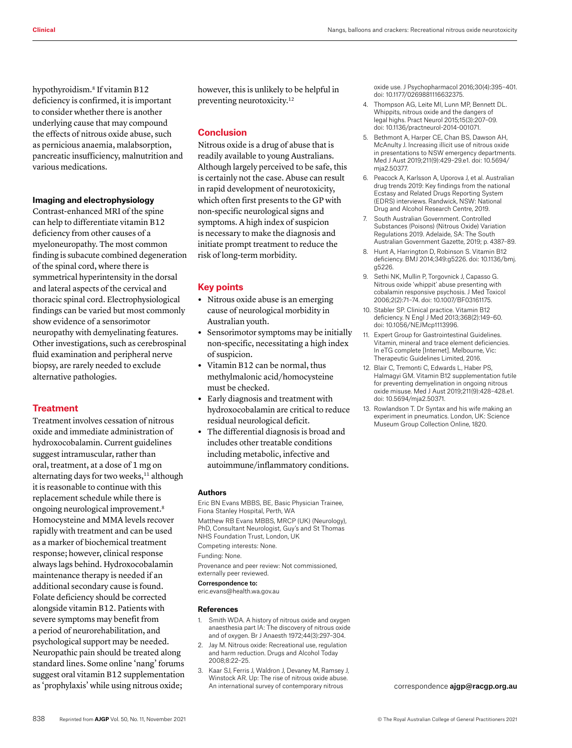hypothyroidism.[8] If vitamin B12 deficiency is confirmed, it is important to consider whether there is another underlying cause that may compound the effects of nitrous oxide abuse, such as pernicious anaemia, malabsorption, pancreatic insufficiency, malnutrition and various medications.

### Imaging and electrophysiology

Contrast-enhanced MRI of the spine can help to differentiate vitamin B12 deficiency from other causes of a myeloneuropathy. The most common finding is subacute combined degeneration of the spinal cord, where there is symmetrical hyperintensity in the dorsal and lateral aspects of the cervical and thoracic spinal cord. Electrophysiological findings can be varied but most commonly show evidence of a sensorimotor neuropathy with demyelinating features. Other investigations, such as cerebrospinal fluid examination and peripheral nerve biopsy, are rarely needed to exclude alternative pathologies.

## Treatment

Treatment involves cessation of nitrous oxide and immediate administration of hydroxocobalamin. Current guidelines suggest intramuscular, rather than oral, treatment, at a dose of 1 mg on alternating days for two weeks,[11] although it is reasonable to continue with this replacement schedule while there is ongoing neurological improvement.[8] Homocysteine and MMA levels recover rapidly with treatment and can be used as a marker of biochemical treatment response; however, clinical response always lags behind. Hydroxocobalamin maintenance therapy is needed if an additional secondary cause is found. Folate deficiency should be corrected alongside vitamin B12. Patients with severe symptoms may benefit from a period of neurorehabilitation, and psychological support may be needed. Neuropathic pain should be treated along standard lines. Some online 'nang' forums suggest oral vitamin B12 supplementation as 'prophylaxis' while using nitrous oxide; however, this is unlikely to be helpful in preventing neurotoxicity.[12]

## Conclusion

Nitrous oxide is a drug of abuse that is readily available to young Australians. Although largely perceived to be safe, this is certainly not the case. Abuse can result in rapid development of neurotoxicity, which often first presents to the GP with non-specific neurological signs and symptoms. A high index of suspicion is necessary to make the diagnosis and initiate prompt treatment to reduce the risk of long-term morbidity.

## Key points

- Nitrous oxide abuse is an emerging cause of neurological morbidity in Australian youth.
- Sensorimotor symptoms may be initially non-specific, necessitating a high index of suspicion.
- Vitamin B12 can be normal, thus methylmalonic acid/homocysteine must be checked.
- Early diagnosis and treatment with hydroxocobalamin are critical to reduce residual neurological deficit.
- The differential diagnosis is broad and includes other treatable conditions including metabolic, infective and autoimmune/inflammatory conditions.

### Authors

Eric BN Evans MBBS, BE, Basic Physician Trainee, Fiona Stanley Hospital, Perth, WA

Matthew RB Evans MBBS, MRCP (UK) (Neurology), PhD, Consultant Neurologist, Guy's and St Thomas NHS Foundation Trust, London, UK

Competing interests: None.

Funding: None.

Provenance and peer review: Not commissioned, externally peer reviewed.

**Correspondence to:**
eric.evans@health.wa.gov.au

### References

1. Smith WDA. A history of nitrous oxide and oxygen anaesthesia part IA: The discovery of nitrous oxide and of oxygen. Br J Anaesth 1972;44(3):297–304.
2. Jay M. Nitrous oxide: Recreational use, regulation and harm reduction. Drugs and Alcohol Today 2008;8:22–25.
3. Kaar SJ, Ferris J, Waldron J, Devaney M, Ramsey J, Winstock AR. Up: The rise of nitrous oxide abuse. An international survey of contemporary nitrous oxide use. J Psychopharmacol 2016;30(4):395–401. doi: 10.1177/0269881116632375.
4. Thompson AG, Leite MI, Lunn MP, Bennett DL. Whippits, nitrous oxide and the dangers of legal highs. Pract Neurol 2015;15(3):207–09. doi: 10.1136/practneurol-2014-001071.
5. Bethmont A, Harper CE, Chan BS, Dawson AH, McAnulty J. Increasing illicit use of nitrous oxide in presentations to NSW emergency departments. Med J Aust 2019;211(9):429–29.e1. doi: 10.5694/mja2.50377.
6. Peacock A, Karlsson A, Uporova J, et al. Australian drug trends 2019: Key findings from the national Ecstasy and Related Drugs Reporting System (EDRS) interviews. Randwick, NSW: National Drug and Alcohol Research Centre, 2019.
7. South Australian Government. Controlled Substances (Poisons) (Nitrous Oxide) Variation Regulations 2019. Adelaide, SA: The South Australian Government Gazette, 2019; p. 4387–89.
8. Hunt A, Harrington D, Robinson S. Vitamin B12 deficiency. BMJ 2014;349:g5226. doi: 10.1136/bmj.g5226.
9. Sethi NK, Mullin P, Torgovnick J, Capasso G. Nitrous oxide 'whippit' abuse presenting with cobalamin responsive psychosis. J Med Toxicol 2006;2(2):71–74. doi: 10.1007/BF03161175.
10. Stabler SP. Clinical practice. Vitamin B12 deficiency. N Engl J Med 2013;368(2):149–60. doi: 10.1056/NEJMcp1113996.
11. Expert Group for Gastrointestinal Guidelines. Vitamin, mineral and trace element deficiencies. In eTG complete [Internet]. Melbourne, Vic: Therapeutic Guidelines Limited, 2016.
12. Blair C, Tremonti C, Edwards L, Haber PS, Halmagyi GM. Vitamin B12 supplementation futile for preventing demyelination in ongoing nitrous oxide misuse. Med J Aust 2019;211(9):428–428.e1. doi: 10.5694/mja2.50371.
13. Rowlandson T. Dr Syntax and his wife making an experiment in pneumatics. London, UK: Science Museum Group Collection Online, 1820.

correspondence **ajgp@racgp.org.au**